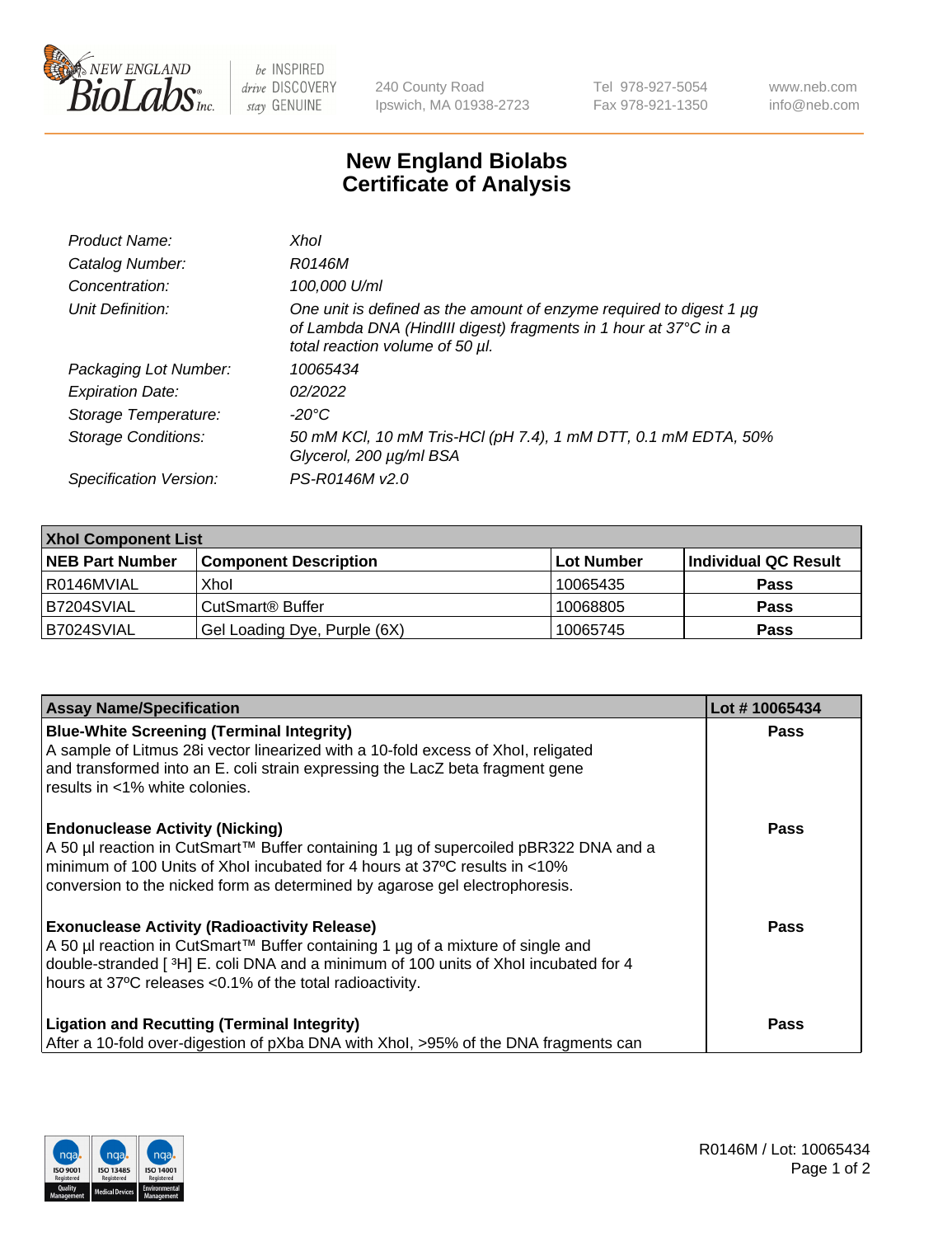# New England Biolabs Certificate of Analysis

| | |
|---|---|
| *Product Name:* | *XhoI* |
| *Catalog Number:* | *R0146M* |
| *Concentration:* | *100,000 U/ml* |
| *Unit Definition:* | *One unit is defined as the amount of enzyme required to digest 1 µg of Lambda DNA (HindIII digest) fragments in 1 hour at 37°C in a total reaction volume of 50 µl.* |
| *Packaging Lot Number:* | *10065434* |
| *Expiration Date:* | *02/2022* |
| *Storage Temperature:* | *-20°C* |
| *Storage Conditions:* | *50 mM KCl, 10 mM Tris-HCl (pH 7.4), 1 mM DTT, 0.1 mM EDTA, 50% Glycerol, 200 µg/ml BSA* |
| *Specification Version:* | *PS-R0146M v2.0* |

| XhoI Component List | | | |
|---|---|---|---|
| **NEB Part Number** | **Component Description** | **Lot Number** | **Individual QC Result** |
| R0146MVIAL | XhoI | 10065435 | **Pass** |
| B7204SVIAL | CutSmart® Buffer | 10068805 | **Pass** |
| B7024SVIAL | Gel Loading Dye, Purple (6X) | 10065745 | **Pass** |

| Assay Name/Specification | Lot # 10065434 |
|---|---|
| **Blue-White Screening (Terminal Integrity)**<br>A sample of Litmus 28i vector linearized with a 10-fold excess of XhoI, religated and transformed into an E. coli strain expressing the LacZ beta fragment gene results in <1% white colonies. | **Pass** |
| **Endonuclease Activity (Nicking)**<br>A 50 µl reaction in CutSmart™ Buffer containing 1 µg of supercoiled pBR322 DNA and a minimum of 100 Units of XhoI incubated for 4 hours at 37ºC results in <10% conversion to the nicked form as determined by agarose gel electrophoresis. | **Pass** |
| **Exonuclease Activity (Radioactivity Release)**<br>A 50 µl reaction in CutSmart™ Buffer containing 1 µg of a mixture of single and double-stranded [ $^{3}$H] E. coli DNA and a minimum of 100 units of XhoI incubated for 4 hours at 37ºC releases <0.1% of the total radioactivity. | **Pass** |
| **Ligation and Recutting (Terminal Integrity)**<br>After a 10-fold over-digestion of pXba DNA with XhoI, >95% of the DNA fragments can | **Pass** |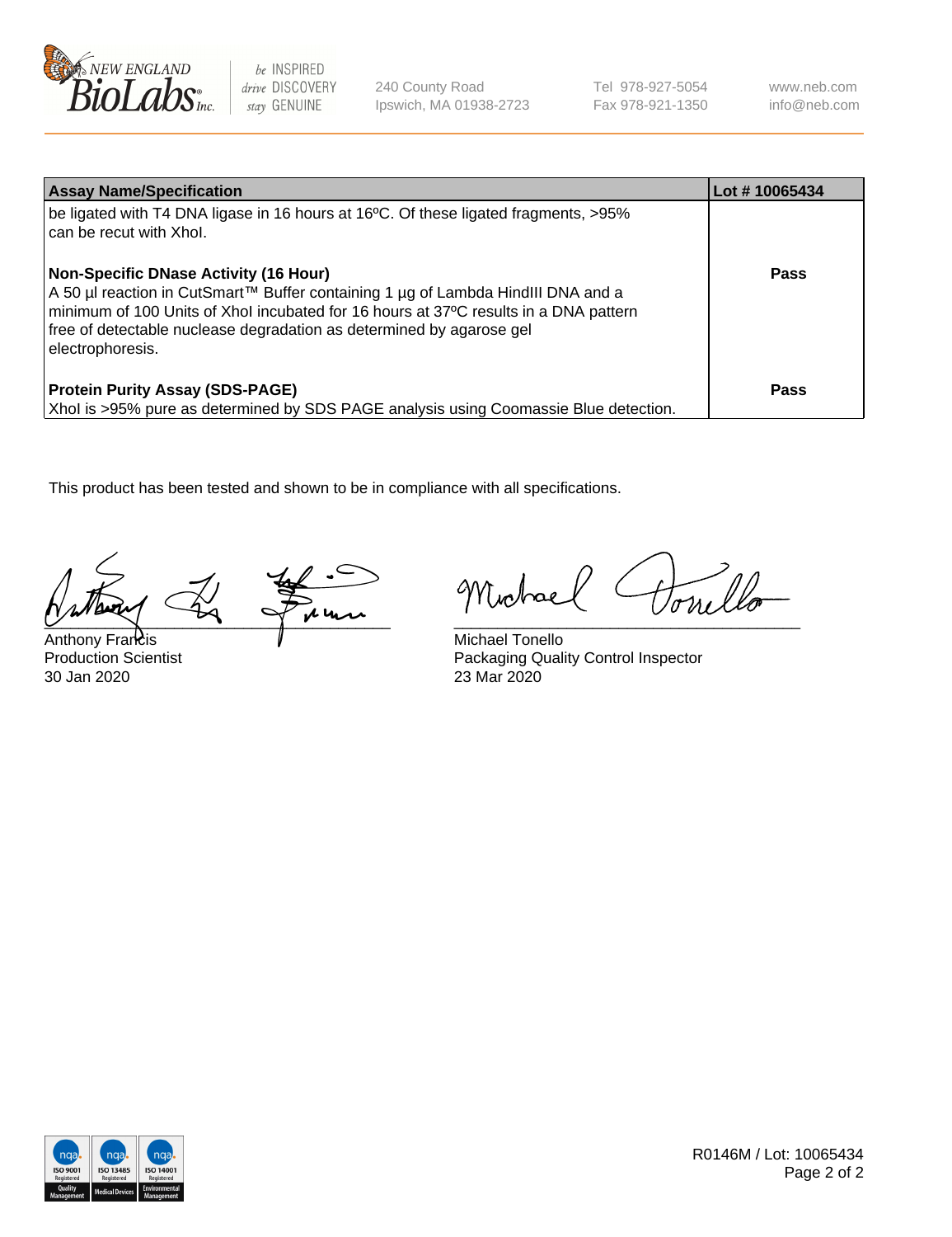| Assay Name/Specification | Lot # 10065434 |
| --- | --- |
| be ligated with T4 DNA ligase in 16 hours at 16ºC. Of these ligated fragments, >95% can be recut with XhoI. | |
| **Non-Specific DNase Activity (16 Hour)**<br>A 50 µl reaction in CutSmart™ Buffer containing 1 µg of Lambda HindIII DNA and a minimum of 100 Units of XhoI incubated for 16 hours at 37ºC results in a DNA pattern free of detectable nuclease degradation as determined by agarose gel electrophoresis. | **Pass** |
| **Protein Purity Assay (SDS-PAGE)**<br>XhoI is >95% pure as determined by SDS PAGE analysis using Coomassie Blue detection. | **Pass** |

This product has been tested and shown to be in compliance with all specifications.

Anthony Francis
Production Scientist
30 Jan 2020

Michael Tonello
Packaging Quality Control Inspector
23 Mar 2020

R0146M / Lot: 10065434